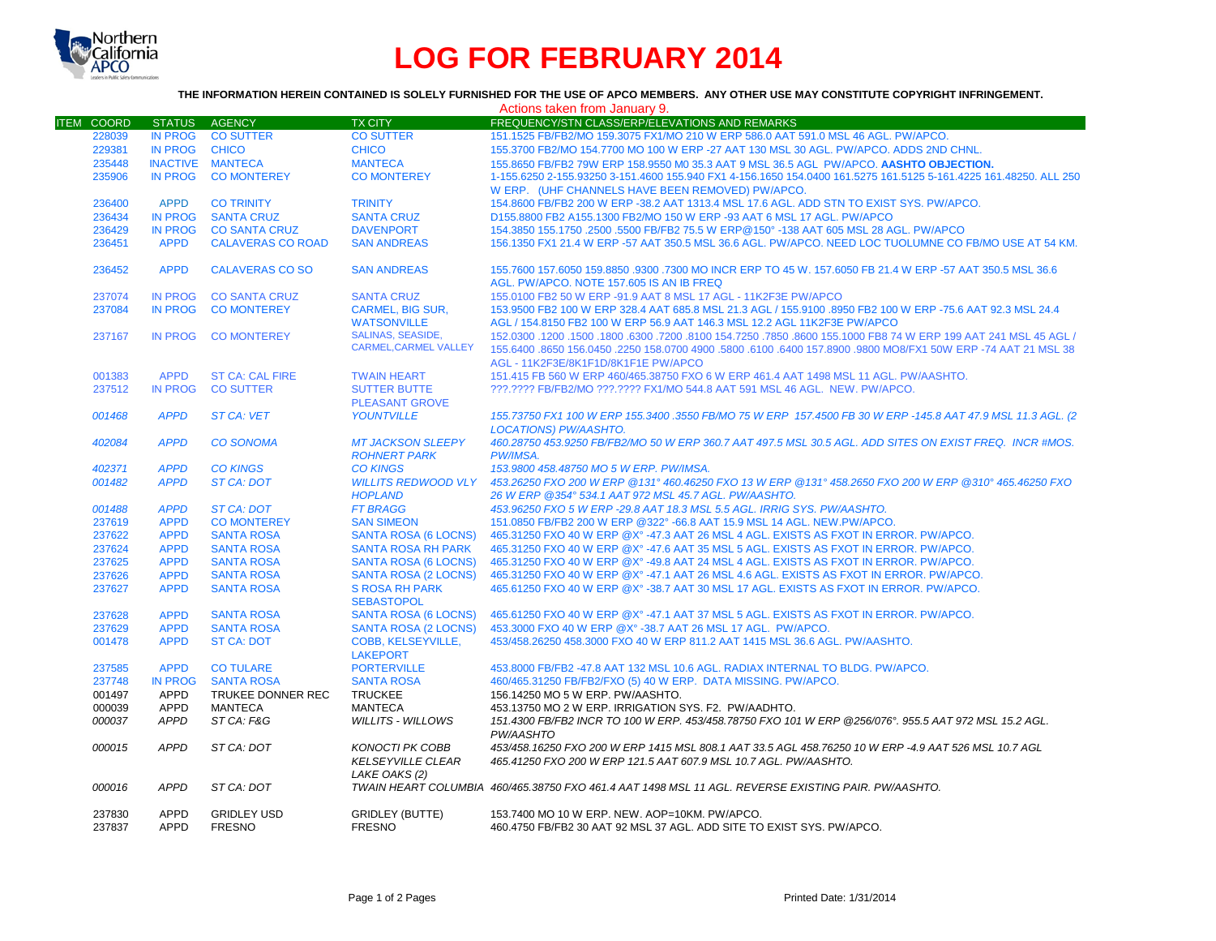# LOG FOR FEBRUARY 2014

**THE INFORMATION HEREIN CONTAINED IS SOLELY FURNISHED FOR THE USE OF APCO MEMBERS. ANY OTHER USE MAY CONSTITUTE COPYRIGHT INFRINGEMENT.**

Actions taken from January 9.

| ITEM | COORD | STATUS | AGENCY | TX CITY | FREQUENCY/STN CLASS/ERP/ELEVATIONS AND REMARKS |
|---|---|---|---|---|---|
| | 228039 | IN PROG | CO SUTTER | CO SUTTER | 151.1525 FB/FB2/MO 159.3075 FX1/MO 210 W ERP 586.0 AAT 591.0 MSL 46 AGL. PW/APCO. |
| | 229381 | IN PROG | CHICO | CHICO | 155.3700 FB2/MO 154.7700 MO 100 W ERP -27 AAT 130 MSL 30 AGL. PW/APCO. ADDS 2ND CHNL. |
| | 235448 | INACTIVE | MANTECA | MANTECA | 155.8650 FB/FB2 79W ERP 158.9550 M0 35.3 AAT 9 MSL 36.5 AGL PW/APCO. **AASHTO OBJECTION.** |
| | 235906 | IN PROG | CO MONTEREY | CO MONTEREY | 1-155.6250 2-155.93250 3-151.4600 155.940 FX1 4-156.1650 154.0400 161.5275 161.5125 5-161.4225 161.48250. ALL 250 W ERP. (UHF CHANNELS HAVE BEEN REMOVED) PW/APCO. |
| | 236400 | APPD | CO TRINITY | TRINITY | 154.8600 FB/FB2 200 W ERP -38.2 AAT 1313.4 MSL 17.6 AGL. ADD STN TO EXIST SYS. PW/APCO. |
| | 236434 | IN PROG | SANTA CRUZ | SANTA CRUZ | D155.8800 FB2 A155.1300 FB2/MO 150 W ERP -93 AAT 6 MSL 17 AGL. PW/APCO |
| | 236429 | IN PROG | CO SANTA CRUZ | DAVENPORT | 154.3850 155.1750 .2500 .5500 FB/FB2 75.5 W ERP@150° -138 AAT 605 MSL 28 AGL. PW/APCO |
| | 236451 | APPD | CALAVERAS CO ROAD | SAN ANDREAS | 156.1350 FX1 21.4 W ERP -57 AAT 350.5 MSL 36.6 AGL. PW/APCO. NEED LOC TUOLUMNE CO FB/MO USE AT 54 KM. |
| | 236452 | APPD | CALAVERAS CO SO | SAN ANDREAS | 155.7600 157.6050 159.8850 .9300 .7300 MO INCR ERP TO 45 W. 157.6050 FB 21.4 W ERP -57 AAT 350.5 MSL 36.6 AGL. PW/APCO. NOTE 157.605 IS AN IB FREQ |
| | 237074 | IN PROG | CO SANTA CRUZ | SANTA CRUZ | 155.0100 FB2 50 W ERP -91.9 AAT 8 MSL 17 AGL - 11K2F3E PW/APCO |
| | 237084 | IN PROG | CO MONTEREY | CARMEL, BIG SUR, WATSONVILLE | 153.9500 FB2 100 W ERP 328.4 AAT 685.8 MSL 21.3 AGL / 155.9100 .8950 FB2 100 W ERP -75.6 AAT 92.3 MSL 24.4 AGL / 154.8150 FB2 100 W ERP 56.9 AAT 146.3 MSL 12.2 AGL 11K2F3E PW/APCO |
| | 237167 | IN PROG | CO MONTEREY | SALINAS, SEASIDE, CARMEL,CARMEL VALLEY | 152.0300 .1200 .1500 .1800 .6300 .7200 .8100 154.7250 .7850 .8600 155.1000 FB8 74 W ERP 199 AAT 241 MSL 45 AGL / 155.6400 .8650 156.0450 .2250 158.0700 4900 .5800 .6100 .6400 157.8900 .9800 MO8/FX1 50W ERP -74 AAT 21 MSL 38 AGL - 11K2F3E/8K1F1D/8K1F1E PW/APCO |
| | 001383 | APPD | ST CA: CAL FIRE | TWAIN HEART | 151.415 FB 560 W ERP 460/465.38750 FXO 6 W ERP 461.4 AAT 1498 MSL 11 AGL. PW/AASHTO. |
| | 237512 | IN PROG | CO SUTTER | SUTTER BUTTE PLEASANT GROVE | ???.???? FB/FB2/MO ???.???? FX1/MO 544.8 AAT 591 MSL 46 AGL. NEW. PW/APCO. |
| | *001468* | *APPD* | *ST CA: VET* | *YOUNTVILLE* | *155.73750 FX1 100 W ERP 155.3400 .3550 FB/MO 75 W ERP 157.4500 FB 30 W ERP -145.8 AAT 47.9 MSL 11.3 AGL. (2 LOCATIONS) PW/AASHTO.* |
| | *402084* | *APPD* | *CO SONOMA* | *MT JACKSON SLEEPY ROHNERT PARK* | *460.28750 453.9250 FB/FB2/MO 50 W ERP 360.7 AAT 497.5 MSL 30.5 AGL. ADD SITES ON EXIST FREQ. INCR #MOS. PW/IMSA.* |
| | *402371* | *APPD* | *CO KINGS* | *CO KINGS* | *153.9800 458.48750 MO 5 W ERP. PW/IMSA.* |
| | *001482* | *APPD* | *ST CA: DOT* | *WILLITS REDWOOD VLY HOPLAND* | *453.26250 FXO 200 W ERP @131° 460.46250 FXO 13 W ERP @131° 458.2650 FXO 200 W ERP @310° 465.46250 FXO 26 W ERP @354° 534.1 AAT 972 MSL 45.7 AGL. PW/AASHTO.* |
| | *001488* | *APPD* | *ST CA: DOT* | *FT BRAGG* | *453.96250 FXO 5 W ERP -29.8 AAT 18.3 MSL 5.5 AGL. IRRIG SYS. PW/AASHTO.* |
| | 237619 | APPD | CO MONTEREY | SAN SIMEON | 151.0850 FB/FB2 200 W ERP @322° -66.8 AAT 15.9 MSL 14 AGL. NEW.PW/APCO. |
| | 237622 | APPD | SANTA ROSA | SANTA ROSA (6 LOCNS) | 465.31250 FXO 40 W ERP @X° -47.3 AAT 26 MSL 4 AGL. EXISTS AS FXOT IN ERROR. PW/APCO. |
| | 237624 | APPD | SANTA ROSA | SANTA ROSA RH PARK | 465.31250 FXO 40 W ERP @X° -47.6 AAT 35 MSL 5 AGL. EXISTS AS FXOT IN ERROR. PW/APCO. |
| | 237625 | APPD | SANTA ROSA | SANTA ROSA (6 LOCNS) | 465.31250 FXO 40 W ERP @X° -49.8 AAT 24 MSL 4 AGL. EXISTS AS FXOT IN ERROR. PW/APCO. |
| | 237626 | APPD | SANTA ROSA | SANTA ROSA (2 LOCNS) | 465.31250 FXO 40 W ERP @X° -47.1 AAT 26 MSL 4.6 AGL. EXISTS AS FXOT IN ERROR. PW/APCO. |
| | 237627 | APPD | SANTA ROSA | S ROSA RH PARK SEBASTOPOL | 465.61250 FXO 40 W ERP @X° -38.7 AAT 30 MSL 17 AGL. EXISTS AS FXOT IN ERROR. PW/APCO. |
| | 237628 | APPD | SANTA ROSA | SANTA ROSA (6 LOCNS) | 465.61250 FXO 40 W ERP @X° -47.1 AAT 37 MSL 5 AGL. EXISTS AS FXOT IN ERROR. PW/APCO. |
| | 237629 | APPD | SANTA ROSA | SANTA ROSA (2 LOCNS) | 453.3000 FXO 40 W ERP @X° -38.7 AAT 26 MSL 17 AGL. PW/APCO. |
| | 001478 | APPD | ST CA: DOT | COBB, KELSEYVILLE, LAKEPORT | 453/458.26250 458.3000 FXO 40 W ERP 811.2 AAT 1415 MSL 36.6 AGL. PW/AASHTO. |
| | 237585 | APPD | CO TULARE | PORTERVILLE | 453.8000 FB/FB2 -47.8 AAT 132 MSL 10.6 AGL. RADIAX INTERNAL TO BLDG. PW/APCO. |
| | 237748 | IN PROG | SANTA ROSA | SANTA ROSA | 460/465.31250 FB/FB2/FXO (5) 40 W ERP. DATA MISSING. PW/APCO. |
| | 001497 | APPD | TRUKEE DONNER REC | TRUCKEE | 156.14250 MO 5 W ERP. PW/AASHTO. |
| | 000039 | APPD | MANTECA | MANTECA | 453.13750 MO 2 W ERP. IRRIGATION SYS. F2. PW/AADHTO. |
| | *000037* | *APPD* | *ST CA: F&G* | *WILLITS - WILLOWS* | *151.4300 FB/FB2 INCR TO 100 W ERP. 453/458.78750 FXO 101 W ERP @256/076°. 955.5 AAT 972 MSL 15.2 AGL. PW/AASHTO* |
| | *000015* | *APPD* | *ST CA: DOT* | *KONOCTI PK COBB KELSEYVILLE CLEAR LAKE OAKS (2)* | *453/458.16250 FXO 200 W ERP 1415 MSL 808.1 AAT 33.5 AGL 458.76250 10 W ERP -4.9 AAT 526 MSL 10.7 AGL 465.41250 FXO 200 W ERP 121.5 AAT 607.9 MSL 10.7 AGL. PW/AASHTO.* |
| | *000016* | *APPD* | *ST CA: DOT* | *TWAIN HEART COLUMBIA* | *460/465.38750 FXO 461.4 AAT 1498 MSL 11 AGL. REVERSE EXISTING PAIR. PW/AASHTO.* |
| | 237830 | APPD | GRIDLEY USD | GRIDLEY (BUTTE) | 153.7400 MO 10 W ERP. NEW. AOP=10KM. PW/APCO. |
| | 237837 | APPD | FRESNO | FRESNO | 460.4750 FB/FB2 30 AAT 92 MSL 37 AGL. ADD SITE TO EXIST SYS. PW/APCO. |

Printed Date: 1/31/2014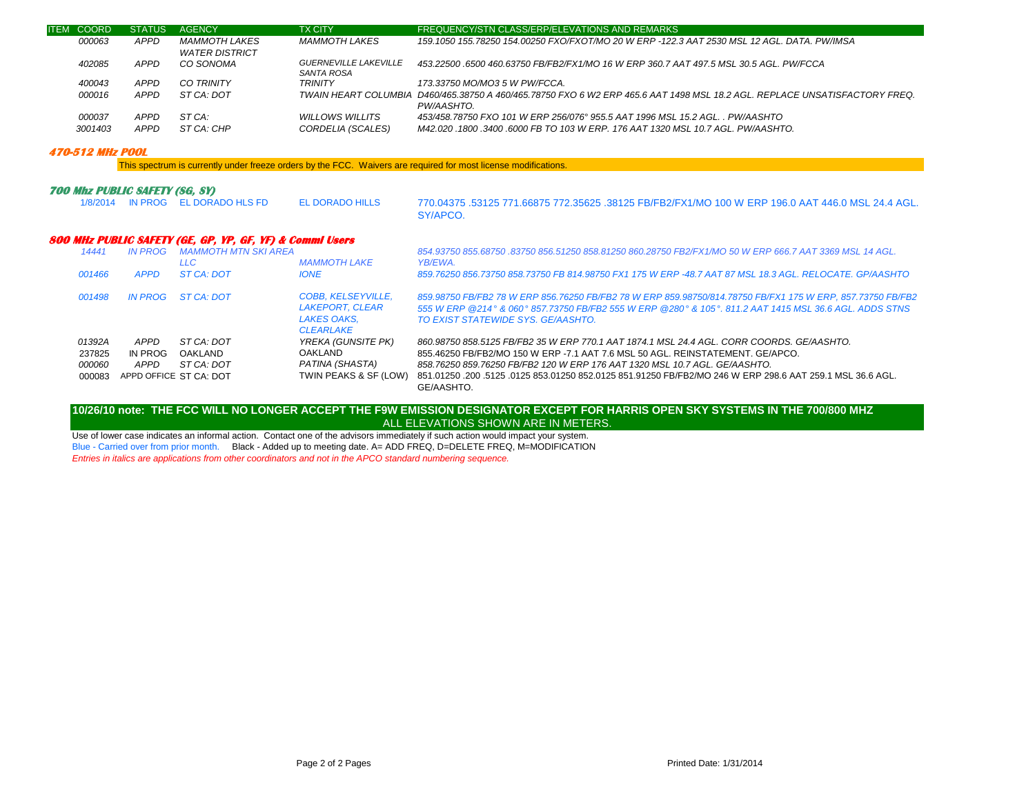| ITEM | COORD | STATUS | AGENCY | TX CITY | FREQUENCY/STN CLASS/ERP/ELEVATIONS AND REMARKS |
|---|---|---|---|---|---|
| | *000063* | *APPD* | *MAMMOTH LAKES WATER DISTRICT* | *MAMMOTH LAKES* | *159.1050 155.78250 154.00250 FXO/FXOT/MO 20 W ERP -122.3 AAT 2530 MSL 12 AGL. DATA. PW/IMSA* |
| | *402085* | *APPD* | *CO SONOMA* | *GUERNEVILLE LAKEVILLE SANTA ROSA* | *453.22500 .6500 460.63750 FB/FB2/FX1/MO 16 W ERP 360.7 AAT 497.5 MSL 30.5 AGL. PW/FCCA* |
| | *400043* | *APPD* | *CO TRINITY* | *TRINITY* | *173.33750 MO/MO3 5 W PW/FCCA.* |
| | *000016* | *APPD* | *ST CA: DOT* | *TWAIN HEART COLUMBIA* | *D460/465.38750 A 460/465.78750 FXO 6 W2 ERP 465.6 AAT 1498 MSL 18.2 AGL. REPLACE UNSATISFACTORY FREQ. PW/AASHTO.* |
| | *000037* | *APPD* | *ST CA:* | *WILLOWS WILLITS* | *453/458.78750 FXO 101 W ERP 256/076° 955.5 AAT 1996 MSL 15.2 AGL. . PW/AASHTO* |
| | *3001403* | *APPD* | *ST CA: CHP* | *CORDELIA (SCALES)* | *M42.020 .1800 .3400 .6000 FB TO 103 W ERP. 176 AAT 1320 MSL 10.7 AGL. PW/AASHTO.* |

### 470-512 MHz POOL

This spectrum is currently under freeze orders by the FCC. Waivers are required for most license modifications.

### 700 Mhz PUBLIC SAFETY (SG, SY)

| | | | | |
|---|---|---|---|---|
| 1/8/2014 | IN PROG | EL DORADO HLS FD | EL DORADO HILLS | 770.04375 .53125 771.66875 772.35625 .38125 FB/FB2/FX1/MO 100 W ERP 196.0 AAT 446.0 MSL 24.4 AGL. SY/APCO. |

### 800 MHz PUBLIC SAFETY (GE, GP, YP, GF, YF) & Comml Users

| | | | | |
|---|---|---|---|---|
| *14441* | *IN PROG* | *MAMMOTH MTN SKI AREA LLC* | *MAMMOTH LAKE* | *854.93750 855.68750 .83750 856.51250 858.81250 860.28750 FB2/FX1/MO 50 W ERP 666.7 AAT 3369 MSL 14 AGL. YB/EWA.* |
| *001466* | *APPD* | *ST CA: DOT* | *IONE* | *859.76250 856.73750 858.73750 FB 814.98750 FX1 175 W ERP -48.7 AAT 87 MSL 18.3 AGL. RELOCATE. GP/AASHTO* |
| *001498* | *IN PROG* | *ST CA: DOT* | *COBB, KELSEYVILLE, LAKEPORT, CLEAR LAKES OAKS, CLEARLAKE* | *859.98750 FB/FB2 78 W ERP 856.76250 FB/FB2 78 W ERP 859.98750/814.78750 FB/FX1 175 W ERP, 857.73750 FB/FB2 555 W ERP @214° & 060° 857.73750 FB/FB2 555 W ERP @280° & 105°. 811.2 AAT 1415 MSL 36.6 AGL. ADDS STNS TO EXIST STATEWIDE SYS. GE/AASHTO.* |
| *01392A* | *APPD* | *ST CA: DOT* | *YREKA (GUNSITE PK)* | *860.98750 858.5125 FB/FB2 35 W ERP 770.1 AAT 1874.1 MSL 24.4 AGL. CORR COORDS. GE/AASHTO.* |
| 237825 | IN PROG | OAKLAND | OAKLAND | 855.46250 FB/FB2/MO 150 W ERP -7.1 AAT 7.6 MSL 50 AGL. REINSTATEMENT. GE/APCO. |
| *000060* | *APPD* | *ST CA: DOT* | *PATINA (SHASTA)* | *858.76250 859.76250 FB/FB2 120 W ERP 176 AAT 1320 MSL 10.7 AGL. GE/AASHTO.* |
| 000083 | APPD OFFICE | ST CA: DOT | TWIN PEAKS & SF (LOW) | 851.01250 .200 .5125 .0125 853.01250 852.0125 851.91250 FB/FB2/MO 246 W ERP 298.6 AAT 259.1 MSL 36.6 AGL. GE/AASHTO. |

**10/26/10 note: THE FCC WILL NO LONGER ACCEPT THE F9W EMISSION DESIGNATOR EXCEPT FOR HARRIS OPEN SKY SYSTEMS IN THE 700/800 MHZ**

ALL ELEVATIONS SHOWN ARE IN METERS.

Use of lower case indicates an informal action. Contact one of the advisors immediately if such action would impact your system.

Blue - Carried over from prior month. Black - Added up to meeting date. A= ADD FREQ, D=DELETE FREQ, M=MODIFICATION

*Entries in italics are applications from other coordinators and not in the APCO standard numbering sequence.*

Printed Date: 1/31/2014